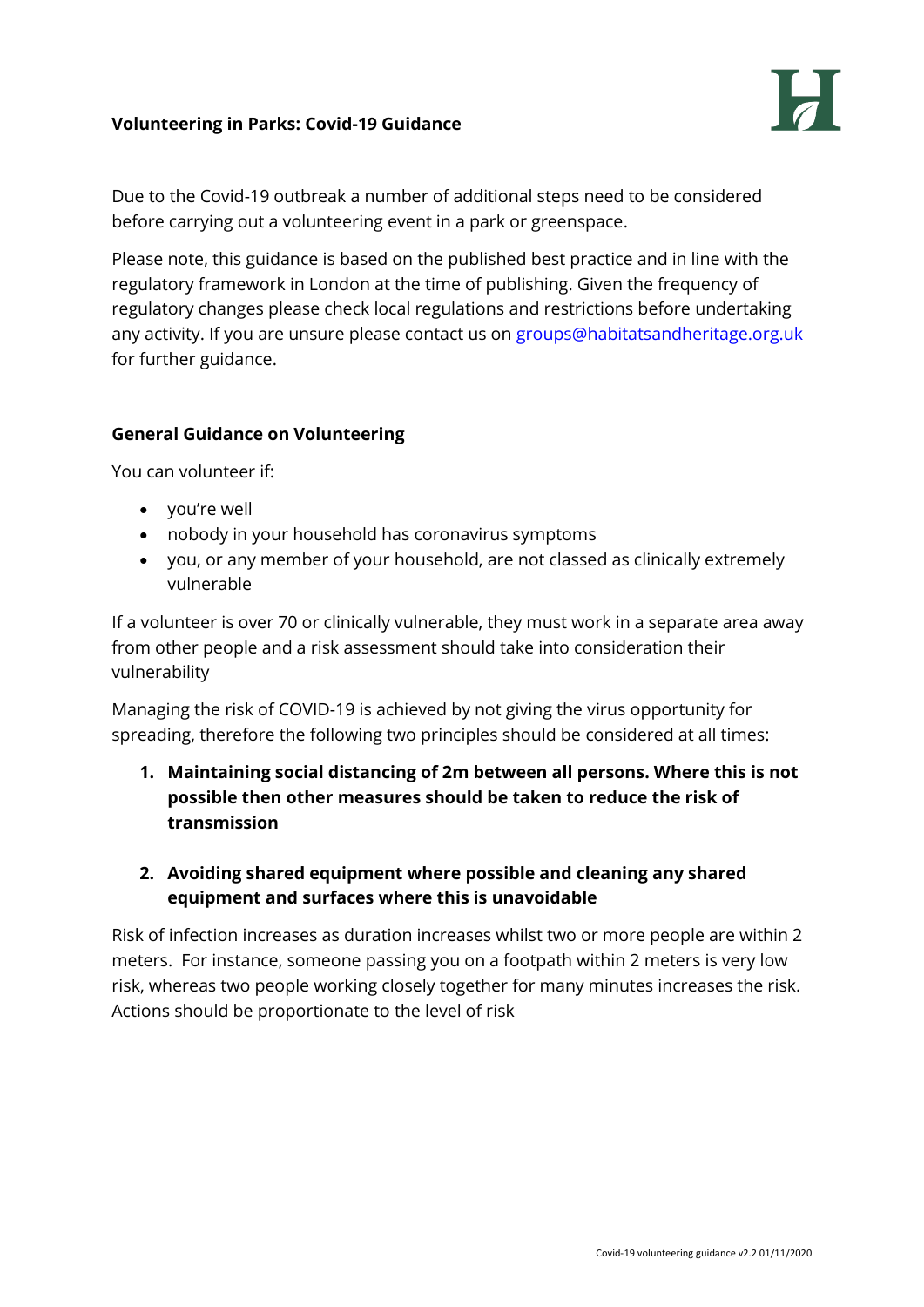# Volunteering in Parks: Covid-19 Guidance

Due to the Covid-19 outbreak a number of additional steps need to be considered before carrying out a volunteering event in a park or greenspace.

Please note, this guidance is based on the published best practice and in line with the regulatory framework in London at the time of publishing. Given the frequency of regulatory changes please check local regulations and restrictions before undertaking any activity. If you are unsure please contact us on groups@habitatsandheritage.org.uk for further guidance.

## General Guidance on Volunteering

You can volunteer if:

- you're well
- nobody in your household has coronavirus symptoms
- you, or any member of your household, are not classed as clinically extremely vulnerable

If a volunteer is over 70 or clinically vulnerable, they must work in a separate area away from other people and a risk assessment should take into consideration their vulnerability

Managing the risk of COVID-19 is achieved by not giving the virus opportunity for spreading, therefore the following two principles should be considered at all times:

1. **Maintaining social distancing of 2m between all persons. Where this is not possible then other measures should be taken to reduce the risk of transmission**
2. **Avoiding shared equipment where possible and cleaning any shared equipment and surfaces where this is unavoidable**

Risk of infection increases as duration increases whilst two or more people are within 2 meters. For instance, someone passing you on a footpath within 2 meters is very low risk, whereas two people working closely together for many minutes increases the risk. Actions should be proportionate to the level of risk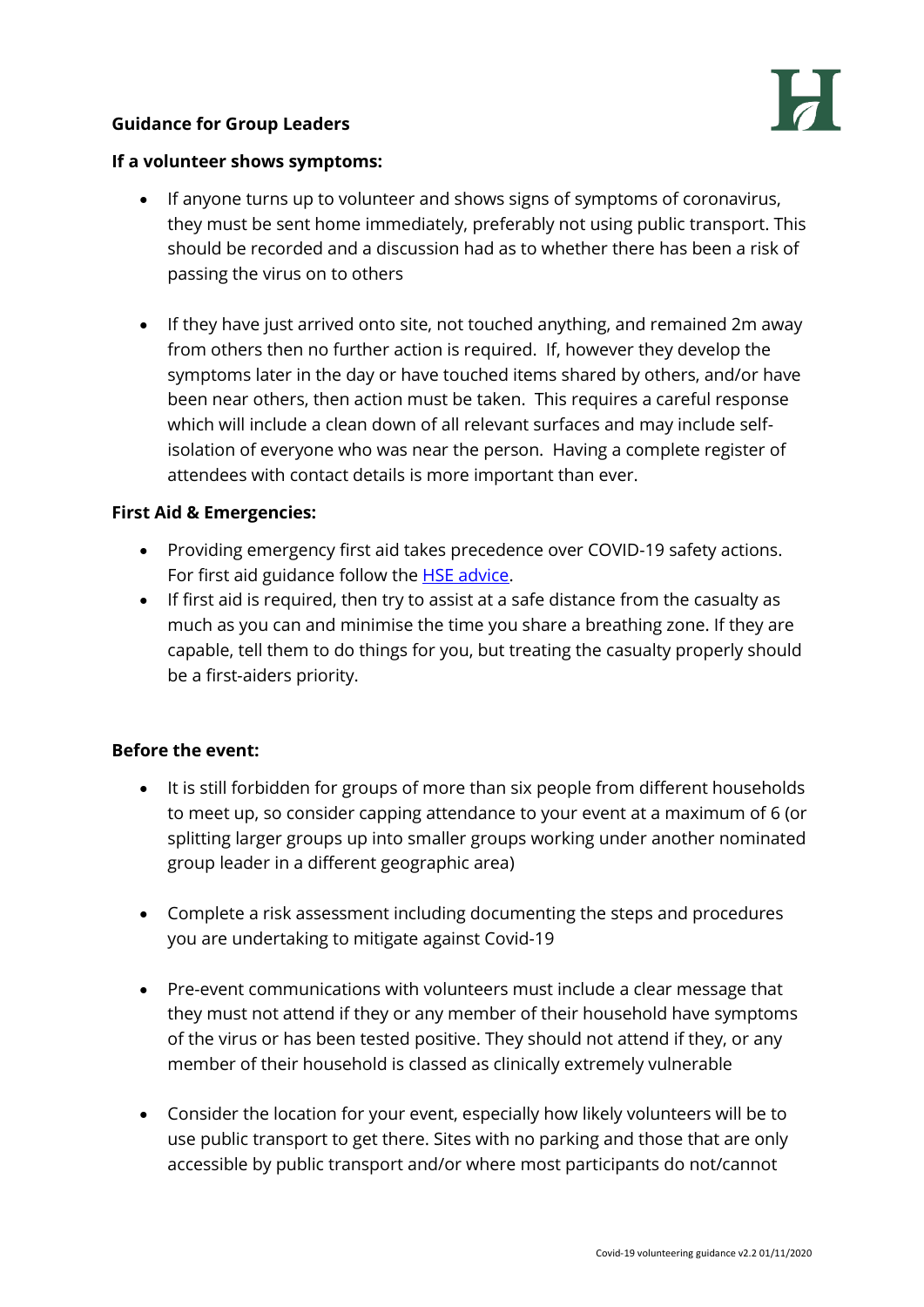**Guidance for Group Leaders**

**If a volunteer shows symptoms:**

- If anyone turns up to volunteer and shows signs of symptoms of coronavirus, they must be sent home immediately, preferably not using public transport. This should be recorded and a discussion had as to whether there has been a risk of passing the virus on to others

- If they have just arrived onto site, not touched anything, and remained 2m away from others then no further action is required. If, however they develop the symptoms later in the day or have touched items shared by others, and/or have been near others, then action must be taken. This requires a careful response which will include a clean down of all relevant surfaces and may include self-isolation of everyone who was near the person. Having a complete register of attendees with contact details is more important than ever.

**First Aid & Emergencies:**

- Providing emergency first aid takes precedence over COVID-19 safety actions. For first aid guidance follow the HSE advice.
- If first aid is required, then try to assist at a safe distance from the casualty as much as you can and minimise the time you share a breathing zone. If they are capable, tell them to do things for you, but treating the casualty properly should be a first-aiders priority.

**Before the event:**

- It is still forbidden for groups of more than six people from different households to meet up, so consider capping attendance to your event at a maximum of 6 (or splitting larger groups up into smaller groups working under another nominated group leader in a different geographic area)

- Complete a risk assessment including documenting the steps and procedures you are undertaking to mitigate against Covid-19

- Pre-event communications with volunteers must include a clear message that they must not attend if they or any member of their household have symptoms of the virus or has been tested positive. They should not attend if they, or any member of their household is classed as clinically extremely vulnerable

- Consider the location for your event, especially how likely volunteers will be to use public transport to get there. Sites with no parking and those that are only accessible by public transport and/or where most participants do not/cannot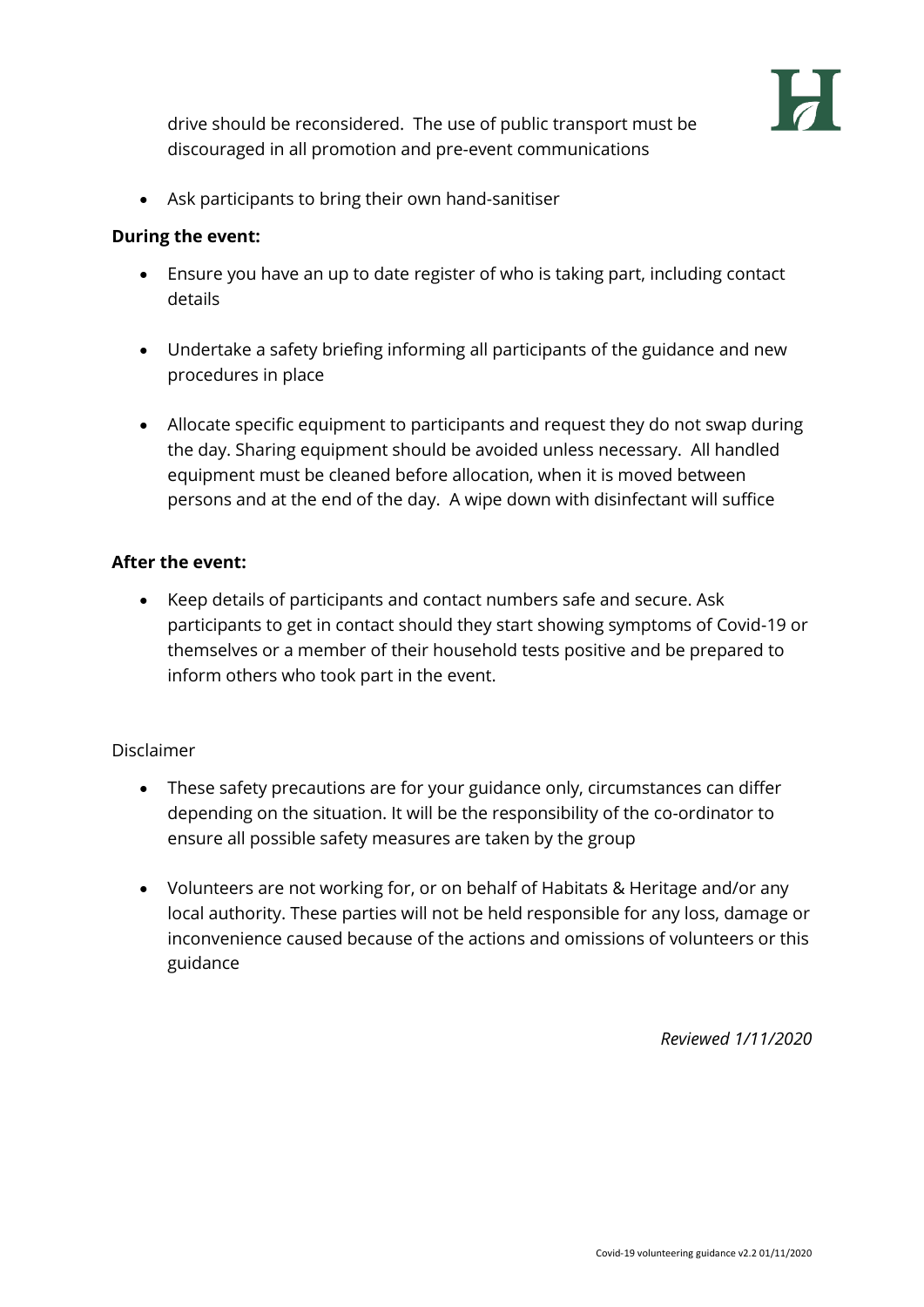drive should be reconsidered. The use of public transport must be discouraged in all promotion and pre-event communications

- Ask participants to bring their own hand-sanitiser

**During the event:**

- Ensure you have an up to date register of who is taking part, including contact details

- Undertake a safety briefing informing all participants of the guidance and new procedures in place

- Allocate specific equipment to participants and request they do not swap during the day. Sharing equipment should be avoided unless necessary. All handled equipment must be cleaned before allocation, when it is moved between persons and at the end of the day. A wipe down with disinfectant will suffice

**After the event:**

- Keep details of participants and contact numbers safe and secure. Ask participants to get in contact should they start showing symptoms of Covid-19 or themselves or a member of their household tests positive and be prepared to inform others who took part in the event.

Disclaimer

- These safety precautions are for your guidance only, circumstances can differ depending on the situation. It will be the responsibility of the co-ordinator to ensure all possible safety measures are taken by the group

- Volunteers are not working for, or on behalf of Habitats & Heritage and/or any local authority. These parties will not be held responsible for any loss, damage or inconvenience caused because of the actions and omissions of volunteers or this guidance

*Reviewed 1/11/2020*